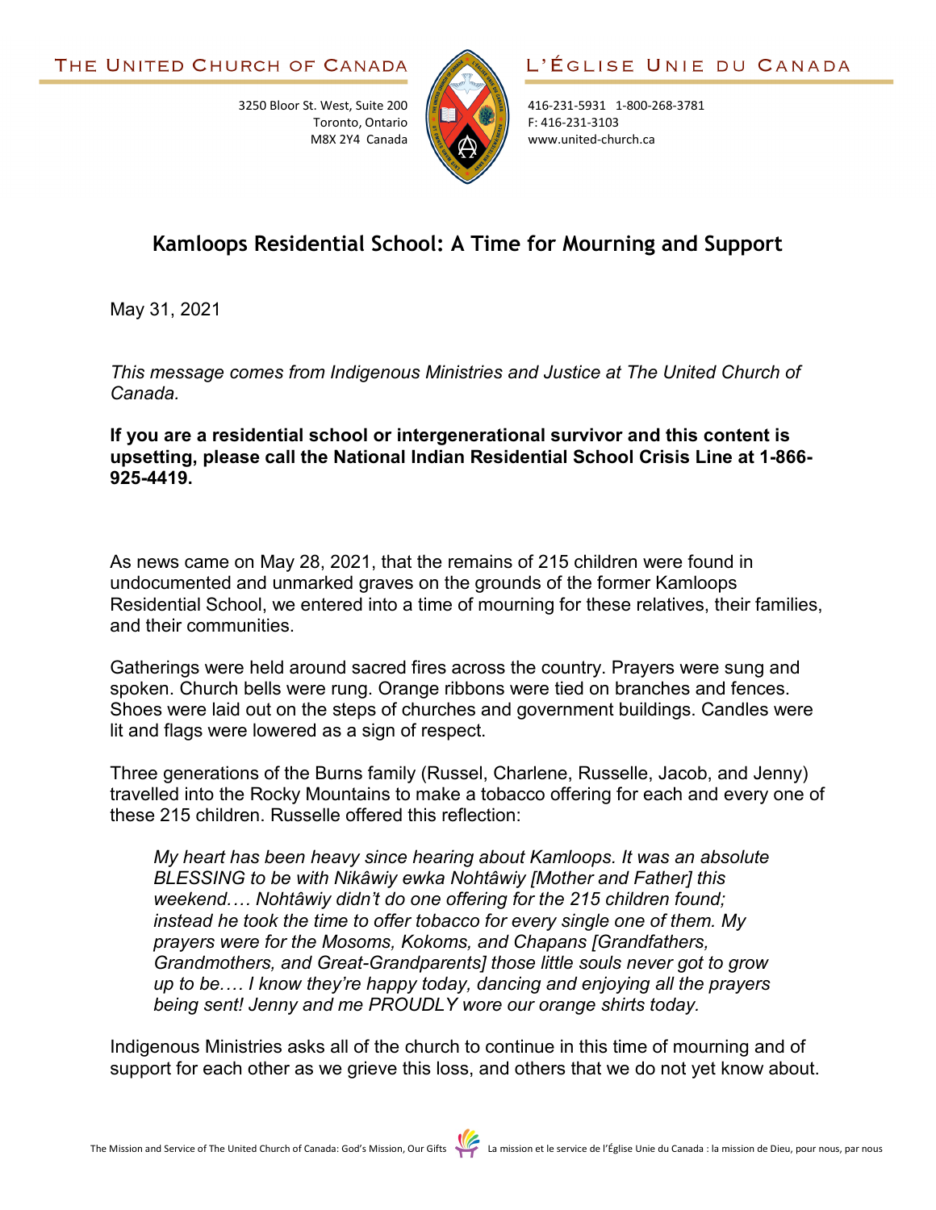THE UNITED CHURCH OF CANADA

3250 Bloor St. West, Suite 200
Toronto, Ontario
M8X 2Y4 Canada

L'ÉGLISE UNIE DU CANADA

416-231-5931 1-800-268-3781
F: 416-231-3103
www.united-church.ca

# Kamloops Residential School: A Time for Mourning and Support

May 31, 2021

*This message comes from Indigenous Ministries and Justice at The United Church of Canada.*

**If you are a residential school or intergenerational survivor and this content is upsetting, please call the National Indian Residential School Crisis Line at 1-866-925-4419.**

As news came on May 28, 2021, that the remains of 215 children were found in undocumented and unmarked graves on the grounds of the former Kamloops Residential School, we entered into a time of mourning for these relatives, their families, and their communities.

Gatherings were held around sacred fires across the country. Prayers were sung and spoken. Church bells were rung. Orange ribbons were tied on branches and fences. Shoes were laid out on the steps of churches and government buildings. Candles were lit and flags were lowered as a sign of respect.

Three generations of the Burns family (Russel, Charlene, Russelle, Jacob, and Jenny) travelled into the Rocky Mountains to make a tobacco offering for each and every one of these 215 children. Russelle offered this reflection:

> *My heart has been heavy since hearing about Kamloops. It was an absolute BLESSING to be with Nikâwiy ewka Nohtâwiy [Mother and Father] this weekend.… Nohtâwiy didn't do one offering for the 215 children found; instead he took the time to offer tobacco for every single one of them. My prayers were for the Mosoms, Kokoms, and Chapans [Grandfathers, Grandmothers, and Great-Grandparents] those little souls never got to grow up to be.… I know they're happy today, dancing and enjoying all the prayers being sent! Jenny and me PROUDLY wore our orange shirts today.*

Indigenous Ministries asks all of the church to continue in this time of mourning and of support for each other as we grieve this loss, and others that we do not yet know about.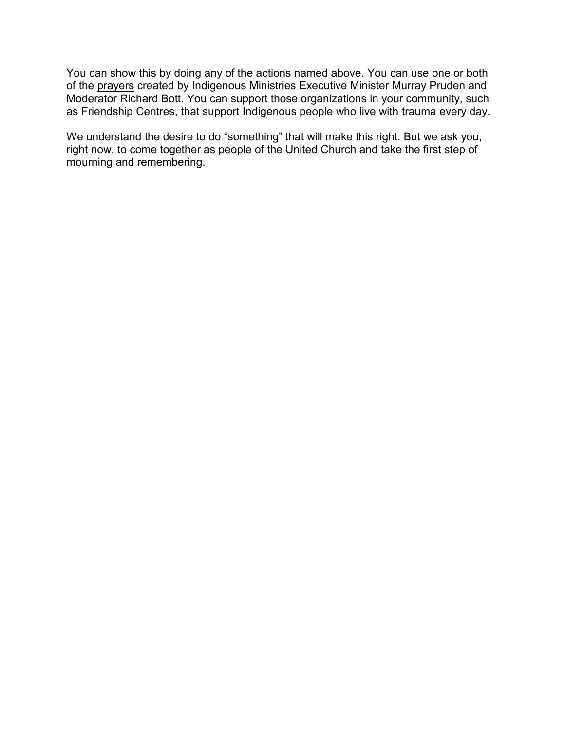You can show this by doing any of the actions named above. You can use one or both of the prayers created by Indigenous Ministries Executive Minister Murray Pruden and Moderator Richard Bott. You can support those organizations in your community, such as Friendship Centres, that support Indigenous people who live with trauma every day.

We understand the desire to do “something” that will make this right. But we ask you, right now, to come together as people of the United Church and take the first step of mourning and remembering.